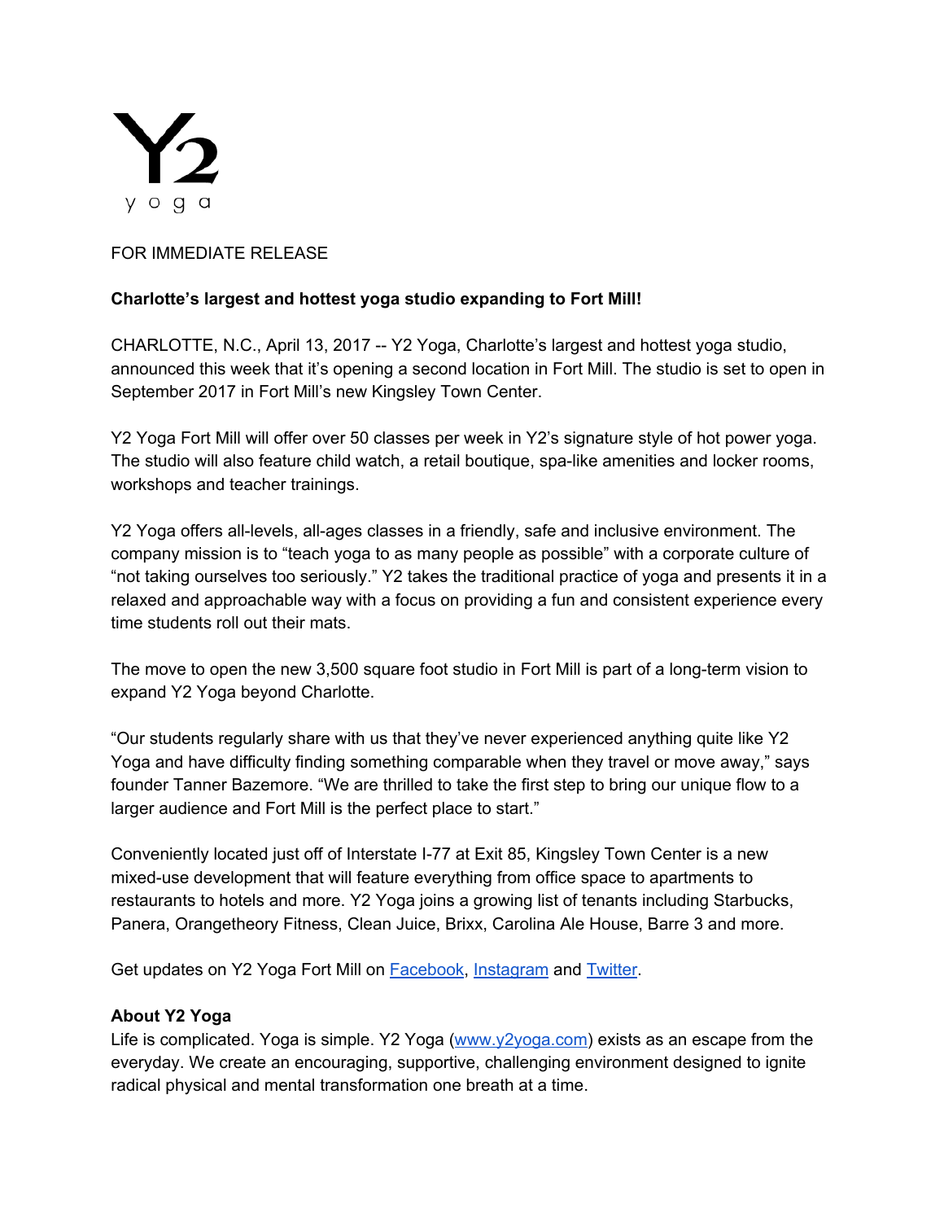Y2
yoga

FOR IMMEDIATE RELEASE

**Charlotte's largest and hottest yoga studio expanding to Fort Mill!**

CHARLOTTE, N.C., April 13, 2017 -- Y2 Yoga, Charlotte's largest and hottest yoga studio, announced this week that it's opening a second location in Fort Mill. The studio is set to open in September 2017 in Fort Mill's new Kingsley Town Center.

Y2 Yoga Fort Mill will offer over 50 classes per week in Y2's signature style of hot power yoga. The studio will also feature child watch, a retail boutique, spa-like amenities and locker rooms, workshops and teacher trainings.

Y2 Yoga offers all-levels, all-ages classes in a friendly, safe and inclusive environment. The company mission is to "teach yoga to as many people as possible" with a corporate culture of "not taking ourselves too seriously." Y2 takes the traditional practice of yoga and presents it in a relaxed and approachable way with a focus on providing a fun and consistent experience every time students roll out their mats.

The move to open the new 3,500 square foot studio in Fort Mill is part of a long-term vision to expand Y2 Yoga beyond Charlotte.

"Our students regularly share with us that they've never experienced anything quite like Y2 Yoga and have difficulty finding something comparable when they travel or move away," says founder Tanner Bazemore. "We are thrilled to take the first step to bring our unique flow to a larger audience and Fort Mill is the perfect place to start."

Conveniently located just off of Interstate I-77 at Exit 85, Kingsley Town Center is a new mixed-use development that will feature everything from office space to apartments to restaurants to hotels and more. Y2 Yoga joins a growing list of tenants including Starbucks, Panera, Orangetheory Fitness, Clean Juice, Brixx, Carolina Ale House, Barre 3 and more.

Get updates on Y2 Yoga Fort Mill on Facebook, Instagram and Twitter.

**About Y2 Yoga**

Life is complicated. Yoga is simple. Y2 Yoga (www.y2yoga.com) exists as an escape from the everyday. We create an encouraging, supportive, challenging environment designed to ignite radical physical and mental transformation one breath at a time.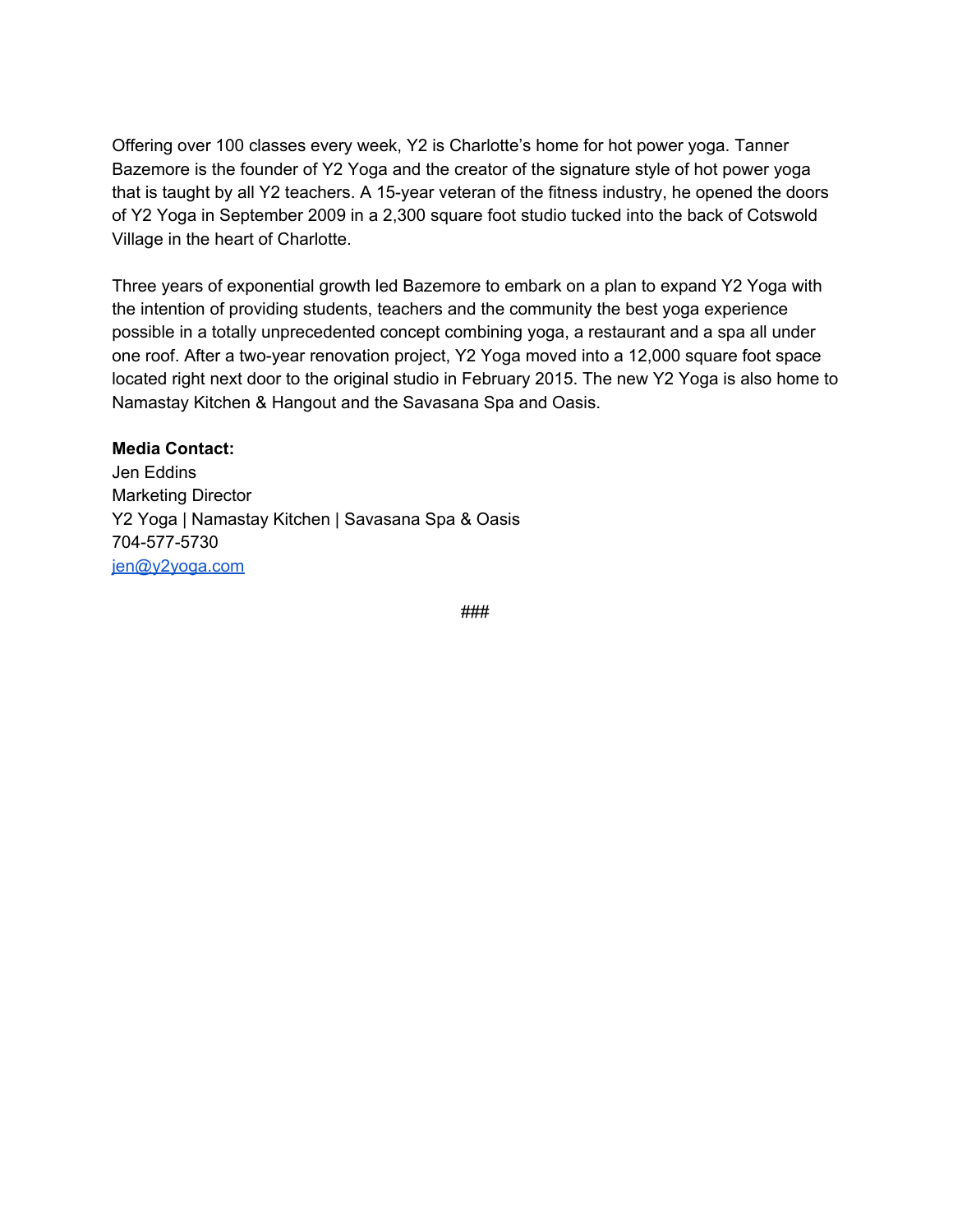Offering over 100 classes every week, Y2 is Charlotte's home for hot power yoga. Tanner Bazemore is the founder of Y2 Yoga and the creator of the signature style of hot power yoga that is taught by all Y2 teachers. A 15-year veteran of the fitness industry, he opened the doors of Y2 Yoga in September 2009 in a 2,300 square foot studio tucked into the back of Cotswold Village in the heart of Charlotte.

Three years of exponential growth led Bazemore to embark on a plan to expand Y2 Yoga with the intention of providing students, teachers and the community the best yoga experience possible in a totally unprecedented concept combining yoga, a restaurant and a spa all under one roof. After a two-year renovation project, Y2 Yoga moved into a 12,000 square foot space located right next door to the original studio in February 2015. The new Y2 Yoga is also home to Namastay Kitchen & Hangout and the Savasana Spa and Oasis.

**Media Contact:**
Jen Eddins
Marketing Director
Y2 Yoga | Namastay Kitchen | Savasana Spa & Oasis
704-577-5730
jen@y2yoga.com

###